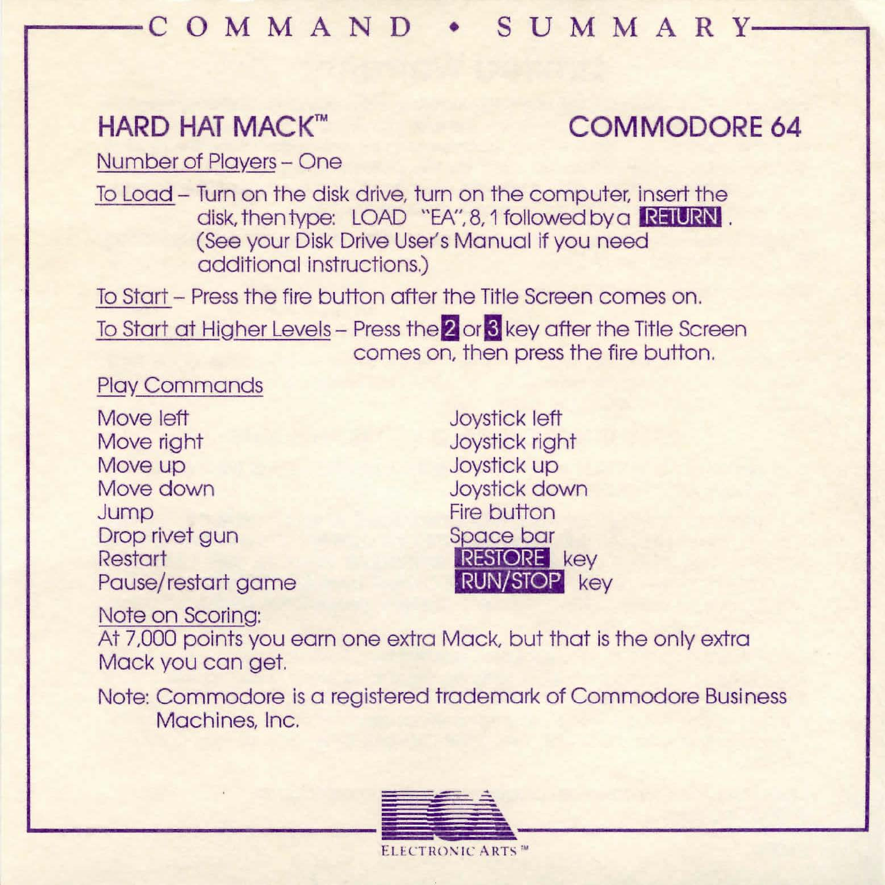# COMMAND • SUMMARY

## HARD HAT MACK™ — COMMODORE 64

Number of Players – One

To Load – Turn on the disk drive, turn on the computer, insert the disk, then type: LOAD "EA",8,1 followed by a RETURN. (See your Disk Drive User's Manual if you need additional instructions.)

To Start – Press the fire button after the Title Screen comes on.

To Start at Higher Levels – Press the 2 or 3 key after the Title Screen comes on, then press the fire button.

Play Commands

| | |
|---|---|
| Move left | Joystick left |
| Move right | Joystick right |
| Move up | Joystick up |
| Move down | Joystick down |
| Jump | Fire button |
| Drop rivet gun | Space bar |
| Restart | RESTORE key |
| Pause/restart game | RUN/STOP key |

Note on Scoring:
At 7,000 points you earn one extra Mack, but that is the only extra Mack you can get.

Note: Commodore is a registered trademark of Commodore Business Machines, Inc.

ELECTRONIC ARTS™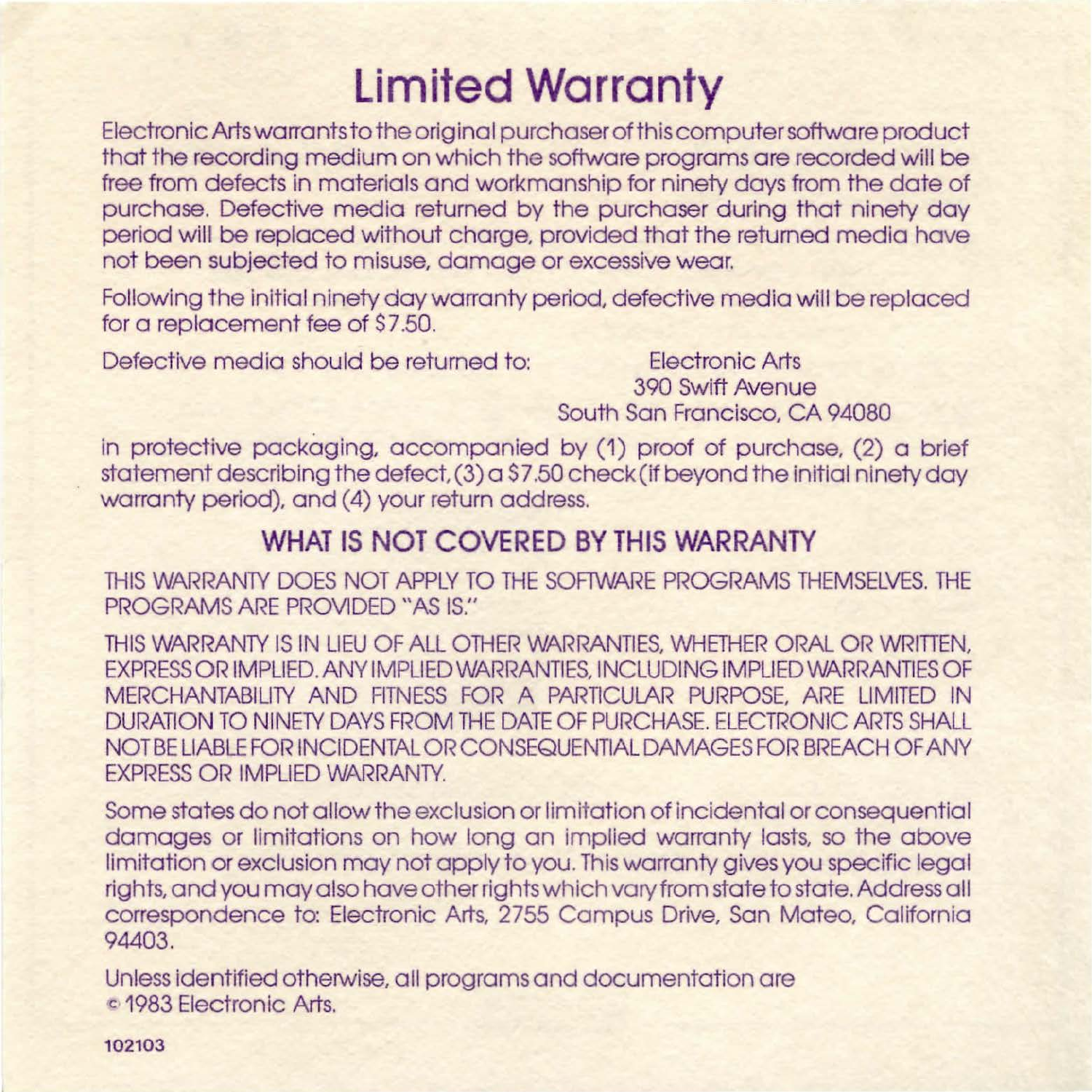# Limited Warranty

Electronic Arts warrants to the original purchaser of this computer software product that the recording medium on which the software programs are recorded will be free from defects in materials and workmanship for ninety days from the date of purchase. Defective media returned by the purchaser during that ninety day period will be replaced without charge, provided that the returned media have not been subjected to misuse, damage or excessive wear.

Following the initial ninety day warranty period, defective media will be replaced for a replacement fee of $7.50.

Defective media should be returned to:

Electronic Arts
390 Swift Avenue
South San Francisco, CA 94080

in protective packaging, accompanied by (1) proof of purchase, (2) a brief statement describing the defect, (3) a $7.50 check (if beyond the initial ninety day warranty period), and (4) your return address.

## WHAT IS NOT COVERED BY THIS WARRANTY

THIS WARRANTY DOES NOT APPLY TO THE SOFTWARE PROGRAMS THEMSELVES. THE PROGRAMS ARE PROVIDED "AS IS."

THIS WARRANTY IS IN LIEU OF ALL OTHER WARRANTIES, WHETHER ORAL OR WRITTEN, EXPRESS OR IMPLIED. ANY IMPLIED WARRANTIES, INCLUDING IMPLIED WARRANTIES OF MERCHANTABILITY AND FITNESS FOR A PARTICULAR PURPOSE, ARE LIMITED IN DURATION TO NINETY DAYS FROM THE DATE OF PURCHASE. ELECTRONIC ARTS SHALL NOT BE LIABLE FOR INCIDENTAL OR CONSEQUENTIAL DAMAGES FOR BREACH OF ANY EXPRESS OR IMPLIED WARRANTY.

Some states do not allow the exclusion or limitation of incidental or consequential damages or limitations on how long an implied warranty lasts, so the above limitation or exclusion may not apply to you. This warranty gives you specific legal rights, and you may also have other rights which vary from state to state. Address all correspondence to: Electronic Arts, 2755 Campus Drive, San Mateo, California 94403.

Unless identified otherwise, all programs and documentation are © 1983 Electronic Arts.

102103